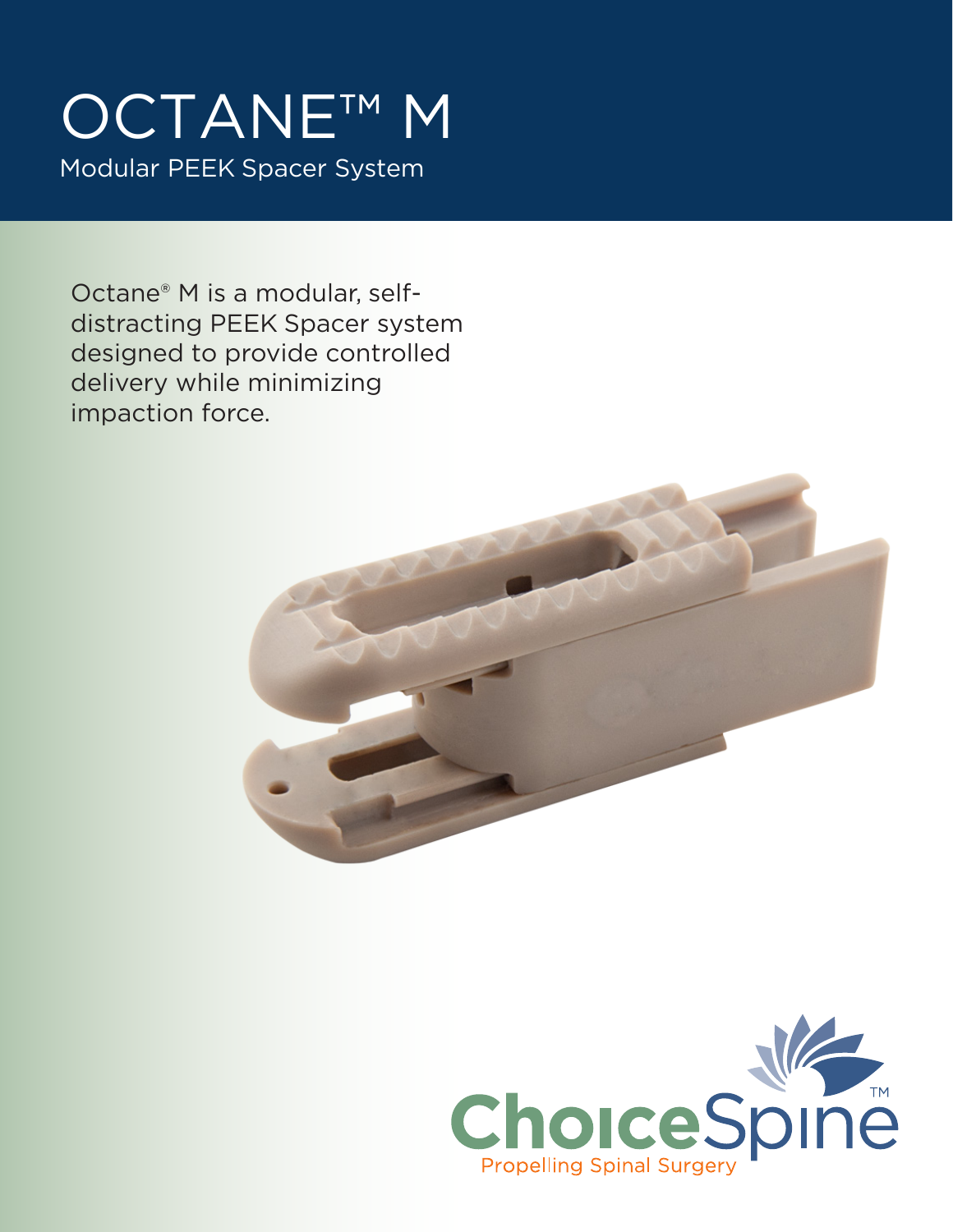# OCTANE™ M

## Modular PEEK Spacer System

Octane® M is a modular, self-distracting PEEK Spacer system designed to provide controlled delivery while minimizing impaction force.

ChoiceSpine™

Propelling Spinal Surgery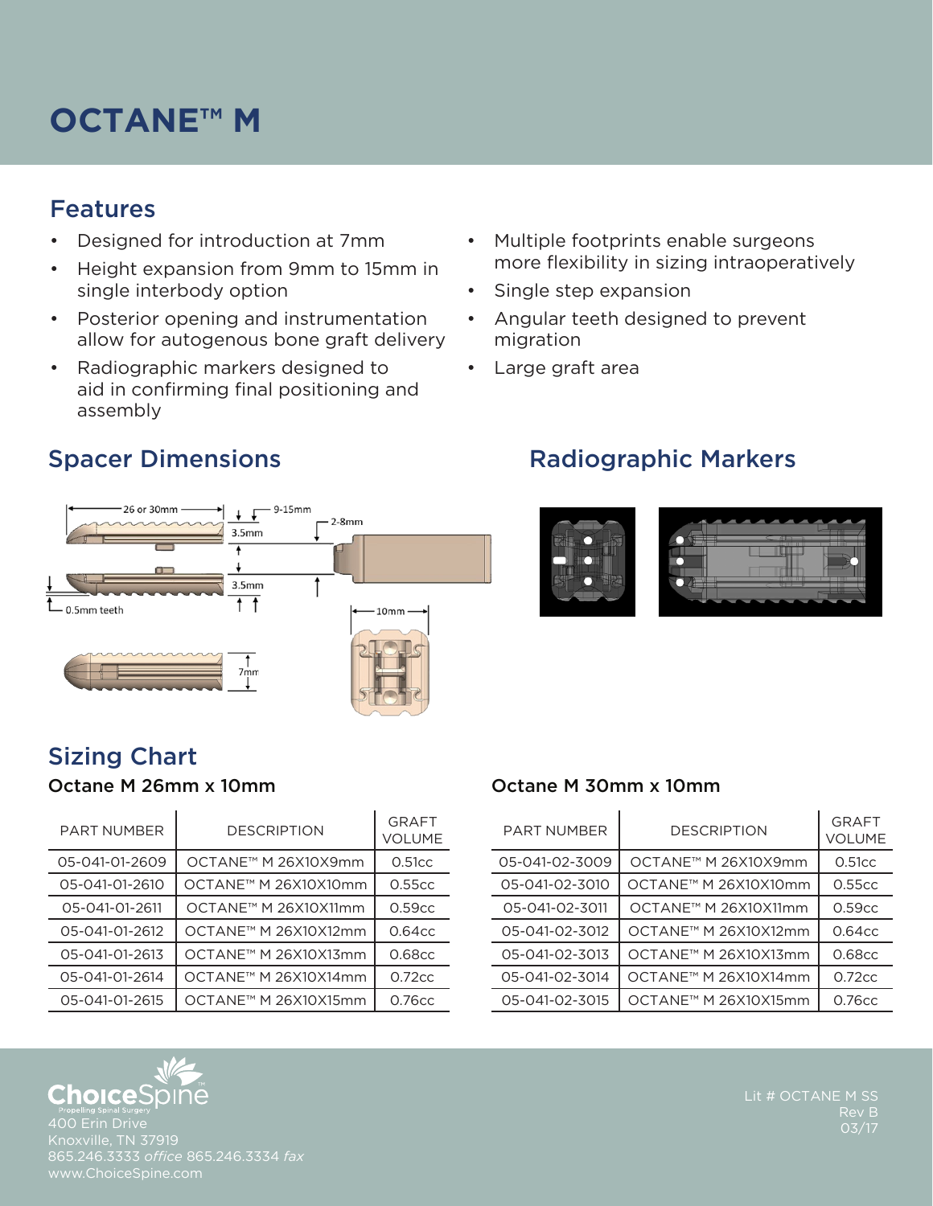# OCTANE™ M

## Features

- Designed for introduction at 7mm
- Height expansion from 9mm to 15mm in single interbody option
- Posterior opening and instrumentation allow for autogenous bone graft delivery
- Radiographic markers designed to aid in confirming final positioning and assembly
- Multiple footprints enable surgeons more flexibility in sizing intraoperatively
- Single step expansion
- Angular teeth designed to prevent migration
- Large graft area

## Spacer Dimensions

26 or 30mm
9-15mm
2-8mm
3.5mm
3.5mm
0.5mm teeth
10mm
7mm

## Radiographic Markers

## Sizing Chart

### Octane M 26mm x 10mm

| PART NUMBER | DESCRIPTION | GRAFT VOLUME |
|---|---|---|
| 05-041-01-2609 | OCTANE™ M 26X10X9mm | 0.51cc |
| 05-041-01-2610 | OCTANE™ M 26X10X10mm | 0.55cc |
| 05-041-01-2611 | OCTANE™ M 26X10X11mm | 0.59cc |
| 05-041-01-2612 | OCTANE™ M 26X10X12mm | 0.64cc |
| 05-041-01-2613 | OCTANE™ M 26X10X13mm | 0.68cc |
| 05-041-01-2614 | OCTANE™ M 26X10X14mm | 0.72cc |
| 05-041-01-2615 | OCTANE™ M 26X10X15mm | 0.76cc |

### Octane M 30mm x 10mm

| PART NUMBER | DESCRIPTION | GRAFT VOLUME |
|---|---|---|
| 05-041-02-3009 | OCTANE™ M 26X10X9mm | 0.51cc |
| 05-041-02-3010 | OCTANE™ M 26X10X10mm | 0.55cc |
| 05-041-02-3011 | OCTANE™ M 26X10X11mm | 0.59cc |
| 05-041-02-3012 | OCTANE™ M 26X10X12mm | 0.64cc |
| 05-041-02-3013 | OCTANE™ M 26X10X13mm | 0.68cc |
| 05-041-02-3014 | OCTANE™ M 26X10X14mm | 0.72cc |
| 05-041-02-3015 | OCTANE™ M 26X10X15mm | 0.76cc |

ChoiceSpine
Propelling Spinal Surgery
400 Erin Drive
Knoxville, TN 37919
865.246.3333 *office* 865.246.3334 *fax*
www.ChoiceSpine.com

Lit # OCTANE M SS
Rev B
03/17